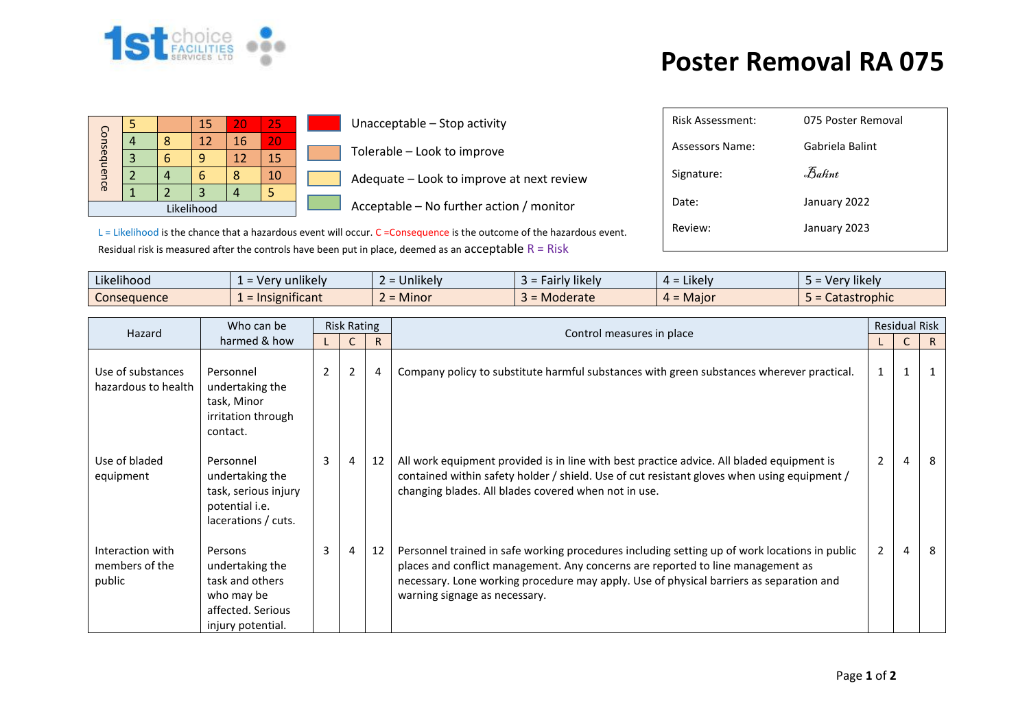# Poster Removal RA 075

| Consequence | | | | | |
|---|---|---|---|---|---|
| | 5 | | 15 | 20 | 25 |
| | 4 | 8 | 12 | 16 | 20 |
| | 3 | 6 | 9 | 12 | 15 |
| | 2 | 4 | 6 | 8 | 10 |
| | 1 | 2 | 3 | 4 | 5 |
| | Likelihood | | | | |

- Unacceptable – Stop activity
- Tolerable – Look to improve
- Adequate – Look to improve at next review
- Acceptable – No further action / monitor

| | |
|---|---|
| Risk Assessment: | 075 Poster Removal |
| Assessors Name: | Gabriela Balint |
| Signature: | Balint |
| Date: | January 2022 |
| Review: | January 2023 |

L = Likelihood is the chance that a hazardous event will occur. C =Consequence is the outcome of the hazardous event.
Residual risk is measured after the controls have been put in place, deemed as an acceptable R = Risk

| | | | | | |
|---|---|---|---|---|---|
| Likelihood | 1 = Very unlikely | 2 = Unlikely | 3 = Fairly likely | 4 = Likely | 5 = Very likely |
| Consequence | 1 = Insignificant | 2 = Minor | 3 = Moderate | 4 = Major | 5 = Catastrophic |

| Hazard | Who can be harmed & how | Risk Rating | | | Control measures in place | Residual Risk | | |
|---|---|---|---|---|---|---|---|---|
| | | L | C | R | | L | C | R |
| Use of substances hazardous to health | Personnel undertaking the task, Minor irritation through contact. | 2 | 2 | 4 | Company policy to substitute harmful substances with green substances wherever practical. | 1 | 1 | 1 |
| Use of bladed equipment | Personnel undertaking the task, serious injury potential i.e. lacerations / cuts. | 3 | 4 | 12 | All work equipment provided is in line with best practice advice. All bladed equipment is contained within safety holder / shield. Use of cut resistant gloves when using equipment / changing blades. All blades covered when not in use. | 2 | 4 | 8 |
| Interaction with members of the public | Persons undertaking the task and others who may be affected. Serious injury potential. | 3 | 4 | 12 | Personnel trained in safe working procedures including setting up of work locations in public places and conflict management. Any concerns are reported to line management as necessary. Lone working procedure may apply. Use of physical barriers as separation and warning signage as necessary. | 2 | 4 | 8 |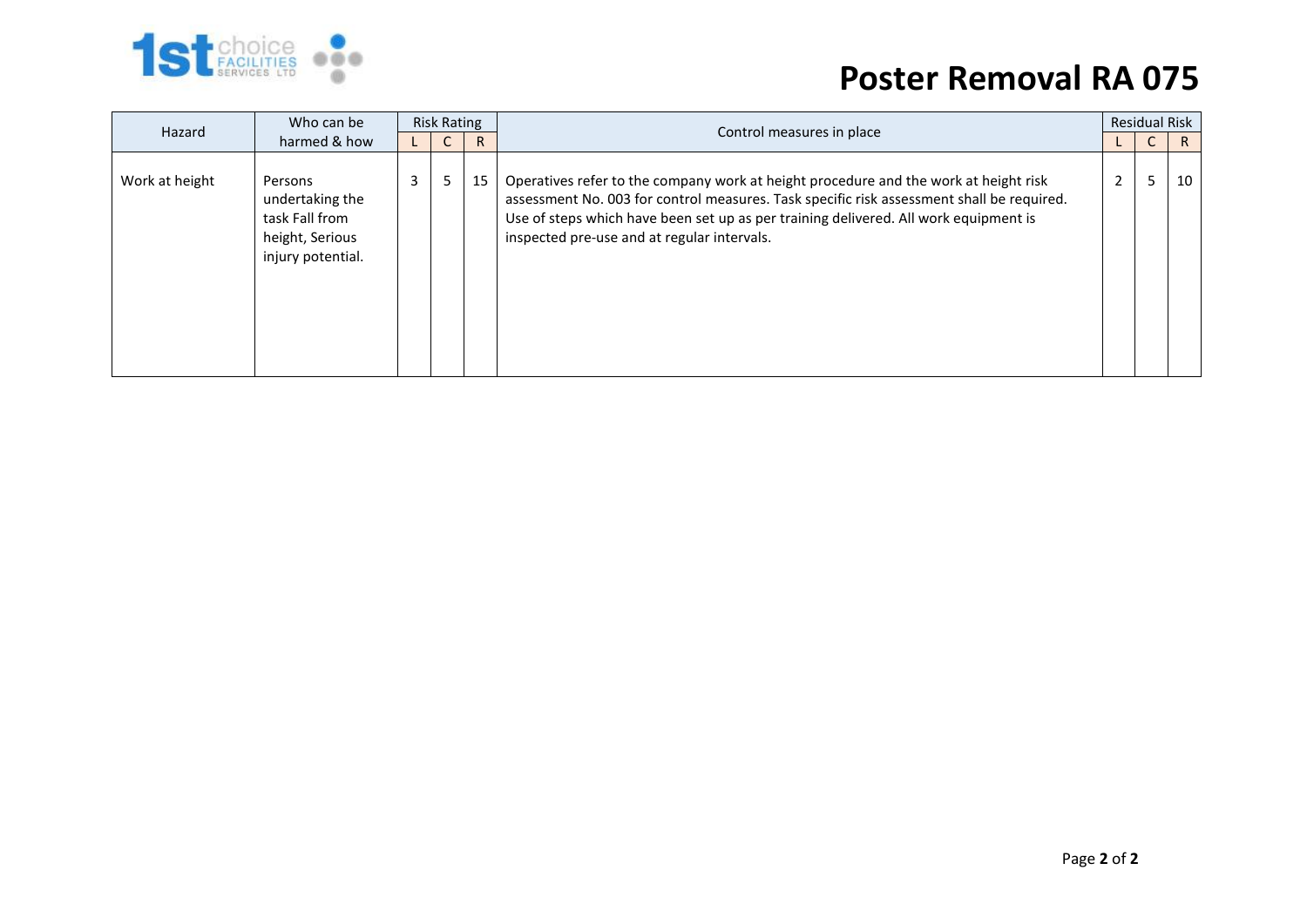# Poster Removal RA 075

| Hazard | Who can be harmed & how | Risk Rating | | | Control measures in place | Residual Risk | | |
|---|---|---|---|---|---|---|---|---|
| | | L | C | R | | L | C | R |
| Work at height | Persons undertaking the task Fall from height, Serious injury potential. | 3 | 5 | 15 | Operatives refer to the company work at height procedure and the work at height risk assessment No. 003 for control measures. Task specific risk assessment shall be required. Use of steps which have been set up as per training delivered. All work equipment is inspected pre-use and at regular intervals. | 2 | 5 | 10 |